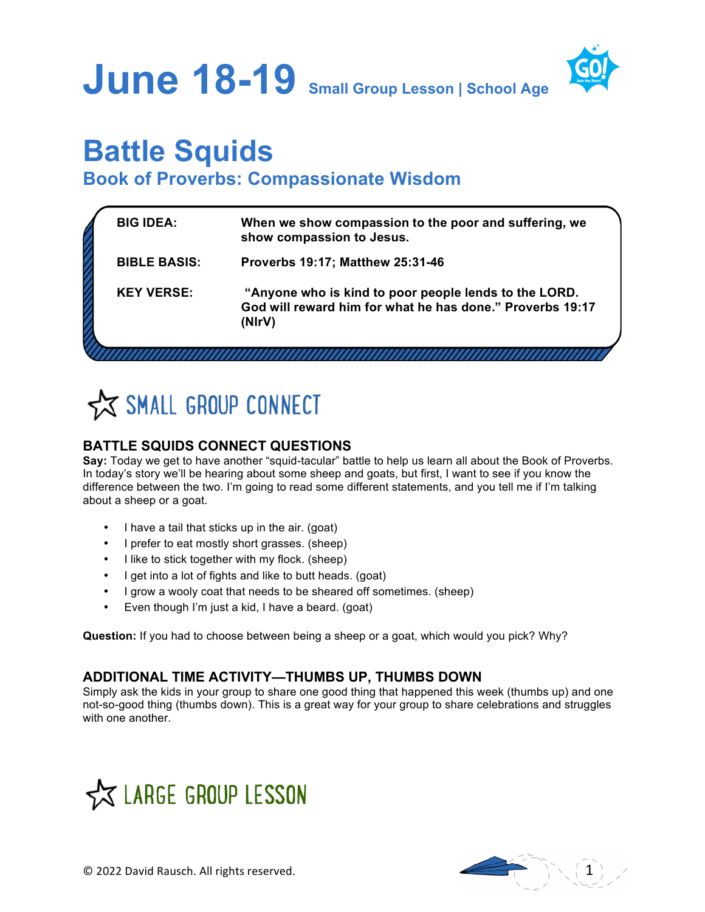# June 18-19 Small Group Lesson | School Age

# Battle Squids

## Book of Proverbs: Compassionate Wisdom

| | |
|---|---|
| **BIG IDEA:** | **When we show compassion to the poor and suffering, we show compassion to Jesus.** |
| **BIBLE BASIS:** | **Proverbs 19:17; Matthew 25:31-46** |
| **KEY VERSE:** | **"Anyone who is kind to poor people lends to the LORD. God will reward him for what he has done." Proverbs 19:17 (NIrV)** |

## SMALL GROUP CONNECT

### BATTLE SQUIDS CONNECT QUESTIONS

**Say:** Today we get to have another "squid-tacular" battle to help us learn all about the Book of Proverbs. In today's story we'll be hearing about some sheep and goats, but first, I want to see if you know the difference between the two. I'm going to read some different statements, and you tell me if I'm talking about a sheep or a goat.

- I have a tail that sticks up in the air. (goat)
- I prefer to eat mostly short grasses. (sheep)
- I like to stick together with my flock. (sheep)
- I get into a lot of fights and like to butt heads. (goat)
- I grow a wooly coat that needs to be sheared off sometimes. (sheep)
- Even though I'm just a kid, I have a beard. (goat)

**Question:** If you had to choose between being a sheep or a goat, which would you pick? Why?

### ADDITIONAL TIME ACTIVITY—THUMBS UP, THUMBS DOWN

Simply ask the kids in your group to share one good thing that happened this week (thumbs up) and one not-so-good thing (thumbs down). This is a great way for your group to share celebrations and struggles with one another.

## LARGE GROUP LESSON

© 2022 David Rausch. All rights reserved.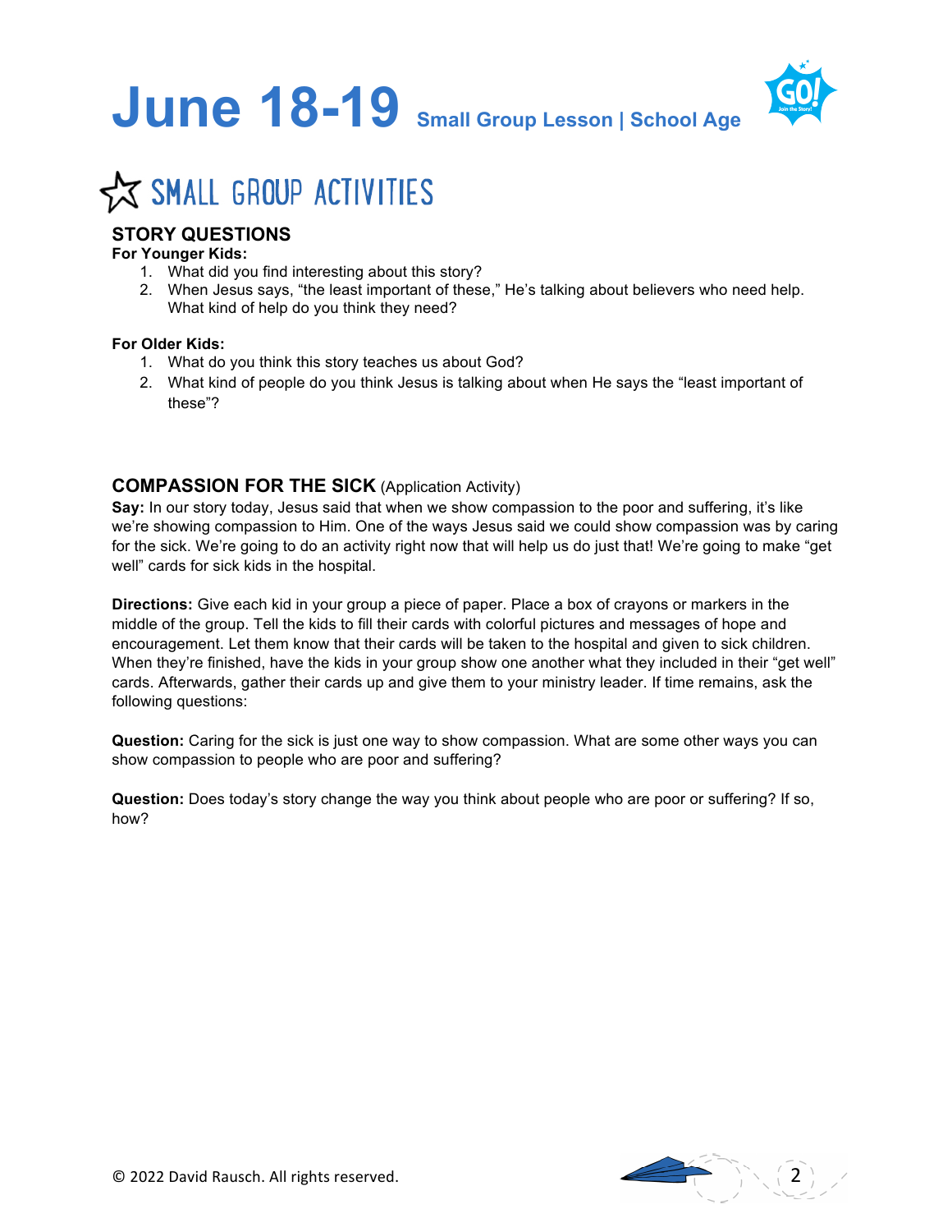# June 18-19 Small Group Lesson | School Age

## SMALL GROUP ACTIVITIES

### STORY QUESTIONS

**For Younger Kids:**

1. What did you find interesting about this story?
2. When Jesus says, "the least important of these," He's talking about believers who need help. What kind of help do you think they need?

**For Older Kids:**

1. What do you think this story teaches us about God?
2. What kind of people do you think Jesus is talking about when He says the "least important of these"?

### COMPASSION FOR THE SICK (Application Activity)

**Say:** In our story today, Jesus said that when we show compassion to the poor and suffering, it's like we're showing compassion to Him. One of the ways Jesus said we could show compassion was by caring for the sick. We're going to do an activity right now that will help us do just that! We're going to make "get well" cards for sick kids in the hospital.

**Directions:** Give each kid in your group a piece of paper. Place a box of crayons or markers in the middle of the group. Tell the kids to fill their cards with colorful pictures and messages of hope and encouragement. Let them know that their cards will be taken to the hospital and given to sick children. When they're finished, have the kids in your group show one another what they included in their "get well" cards. Afterwards, gather their cards up and give them to your ministry leader. If time remains, ask the following questions:

**Question:** Caring for the sick is just one way to show compassion. What are some other ways you can show compassion to people who are poor and suffering?

**Question:** Does today's story change the way you think about people who are poor or suffering? If so, how?

© 2022 David Rausch. All rights reserved.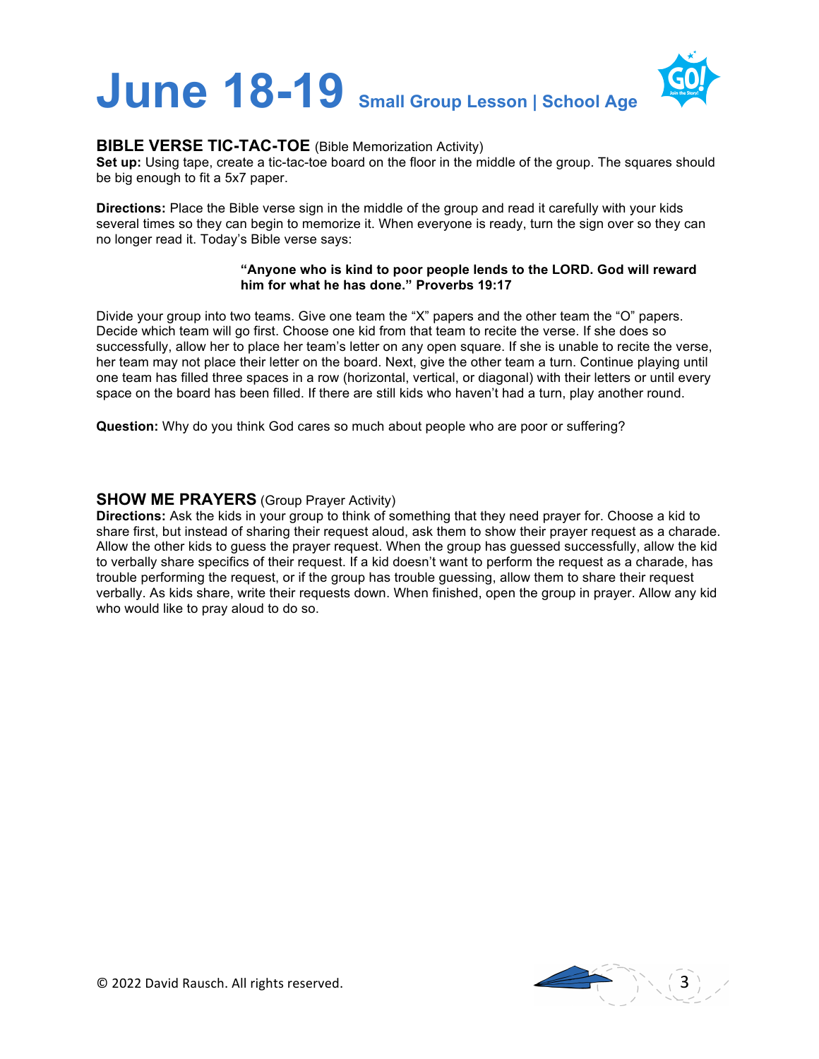# June 18-19 Small Group Lesson | School Age

## BIBLE VERSE TIC-TAC-TOE (Bible Memorization Activity)

**Set up:** Using tape, create a tic-tac-toe board on the floor in the middle of the group. The squares should be big enough to fit a 5x7 paper.

**Directions:** Place the Bible verse sign in the middle of the group and read it carefully with your kids several times so they can begin to memorize it. When everyone is ready, turn the sign over so they can no longer read it. Today's Bible verse says:

> **"Anyone who is kind to poor people lends to the LORD. God will reward him for what he has done." Proverbs 19:17**

Divide your group into two teams. Give one team the "X" papers and the other team the "O" papers. Decide which team will go first. Choose one kid from that team to recite the verse. If she does so successfully, allow her to place her team's letter on any open square. If she is unable to recite the verse, her team may not place their letter on the board. Next, give the other team a turn. Continue playing until one team has filled three spaces in a row (horizontal, vertical, or diagonal) with their letters or until every space on the board has been filled. If there are still kids who haven't had a turn, play another round.

**Question:** Why do you think God cares so much about people who are poor or suffering?

## SHOW ME PRAYERS (Group Prayer Activity)

**Directions:** Ask the kids in your group to think of something that they need prayer for. Choose a kid to share first, but instead of sharing their request aloud, ask them to show their prayer request as a charade. Allow the other kids to guess the prayer request. When the group has guessed successfully, allow the kid to verbally share specifics of their request. If a kid doesn't want to perform the request as a charade, has trouble performing the request, or if the group has trouble guessing, allow them to share their request verbally. As kids share, write their requests down. When finished, open the group in prayer. Allow any kid who would like to pray aloud to do so.

© 2022 David Rausch. All rights reserved.